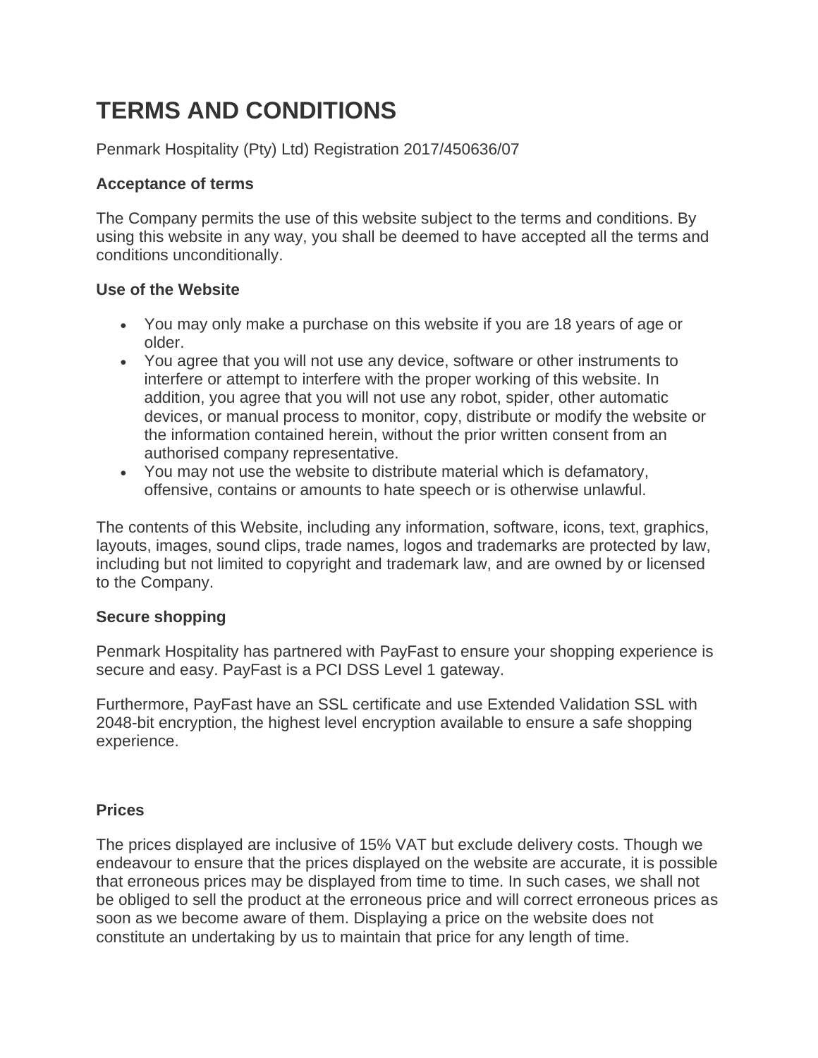# TERMS AND CONDITIONS

Penmark Hospitality (Pty) Ltd) Registration 2017/450636/07

### Acceptance of terms

The Company permits the use of this website subject to the terms and conditions. By using this website in any way, you shall be deemed to have accepted all the terms and conditions unconditionally.

### Use of the Website

- You may only make a purchase on this website if you are 18 years of age or older.
- You agree that you will not use any device, software or other instruments to interfere or attempt to interfere with the proper working of this website. In addition, you agree that you will not use any robot, spider, other automatic devices, or manual process to monitor, copy, distribute or modify the website or the information contained herein, without the prior written consent from an authorised company representative.
- You may not use the website to distribute material which is defamatory, offensive, contains or amounts to hate speech or is otherwise unlawful.

The contents of this Website, including any information, software, icons, text, graphics, layouts, images, sound clips, trade names, logos and trademarks are protected by law, including but not limited to copyright and trademark law, and are owned by or licensed to the Company.

### Secure shopping

Penmark Hospitality has partnered with PayFast to ensure your shopping experience is secure and easy. PayFast is a PCI DSS Level 1 gateway.

Furthermore, PayFast have an SSL certificate and use Extended Validation SSL with 2048-bit encryption, the highest level encryption available to ensure a safe shopping experience.

### Prices

The prices displayed are inclusive of 15% VAT but exclude delivery costs. Though we endeavour to ensure that the prices displayed on the website are accurate, it is possible that erroneous prices may be displayed from time to time. In such cases, we shall not be obliged to sell the product at the erroneous price and will correct erroneous prices as soon as we become aware of them. Displaying a price on the website does not constitute an undertaking by us to maintain that price for any length of time.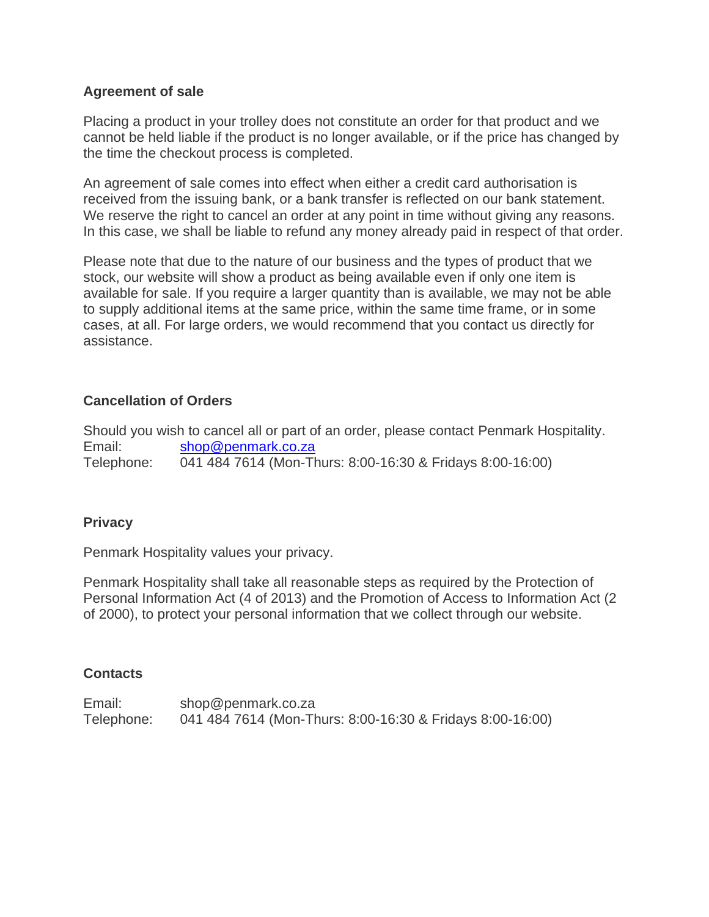**Agreement of sale**

Placing a product in your trolley does not constitute an order for that product and we cannot be held liable if the product is no longer available, or if the price has changed by the time the checkout process is completed.

An agreement of sale comes into effect when either a credit card authorisation is received from the issuing bank, or a bank transfer is reflected on our bank statement. We reserve the right to cancel an order at any point in time without giving any reasons. In this case, we shall be liable to refund any money already paid in respect of that order.

Please note that due to the nature of our business and the types of product that we stock, our website will show a product as being available even if only one item is available for sale. If you require a larger quantity than is available, we may not be able to supply additional items at the same price, within the same time frame, or in some cases, at all. For large orders, we would recommend that you contact us directly for assistance.

**Cancellation of Orders**

Should you wish to cancel all or part of an order, please contact Penmark Hospitality.
Email: shop@penmark.co.za
Telephone: 041 484 7614 (Mon-Thurs: 8:00-16:30 & Fridays 8:00-16:00)

**Privacy**

Penmark Hospitality values your privacy.

Penmark Hospitality shall take all reasonable steps as required by the Protection of Personal Information Act (4 of 2013) and the Promotion of Access to Information Act (2 of 2000), to protect your personal information that we collect through our website.

**Contacts**

Email: shop@penmark.co.za
Telephone: 041 484 7614 (Mon-Thurs: 8:00-16:30 & Fridays 8:00-16:00)